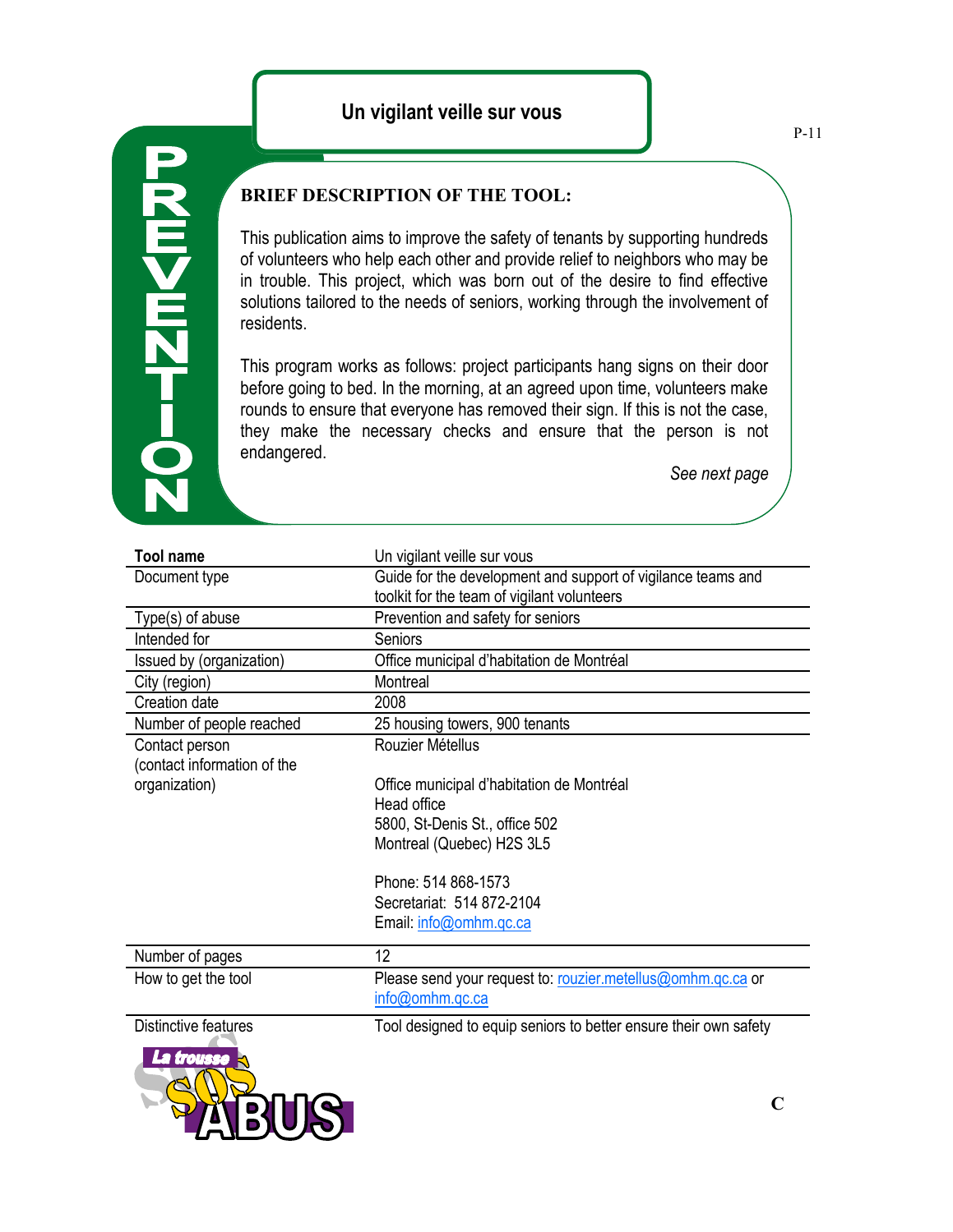# Un vigilant veille sur vous

PREVENTION

**BRIEF DESCRIPTION OF THE TOOL:**

This publication aims to improve the safety of tenants by supporting hundreds of volunteers who help each other and provide relief to neighbors who may be in trouble. This project, which was born out of the desire to find effective solutions tailored to the needs of seniors, working through the involvement of residents.

This program works as follows: project participants hang signs on their door before going to bed. In the morning, at an agreed upon time, volunteers make rounds to ensure that everyone has removed their sign. If this is not the case, they make the necessary checks and ensure that the person is not endangered.

*See next page*

| **Tool name** | Un vigilant veille sur vous |
|---|---|
| Document type | Guide for the development and support of vigilance teams and toolkit for the team of vigilant volunteers |
| Type(s) of abuse | Prevention and safety for seniors |
| Intended for | Seniors |
| Issued by (organization) | Office municipal d'habitation de Montréal |
| City (region) | Montreal |
| Creation date | 2008 |
| Number of people reached | 25 housing towers, 900 tenants |
| Contact person (contact information of the organization) | Rouzier Métellus<br><br>Office municipal d'habitation de Montréal<br>Head office<br>5800, St-Denis St., office 502<br>Montreal (Quebec) H2S 3L5<br><br>Phone: 514 868-1573<br>Secretariat: 514 872-2104<br>Email: info@omhm.qc.ca |
| Number of pages | 12 |
| How to get the tool | Please send your request to: rouzier.metellus@omhm.qc.ca or info@omhm.qc.ca |
| Distinctive features | Tool designed to equip seniors to better ensure their own safety |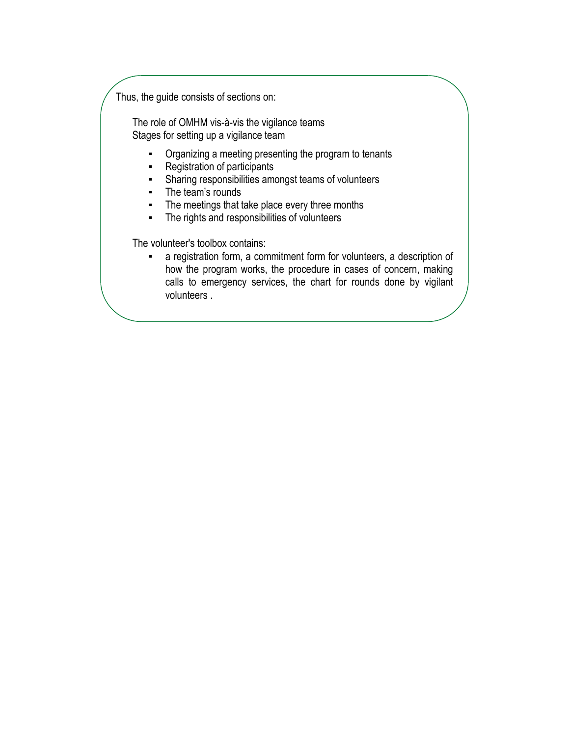Thus, the guide consists of sections on:

The role of OMHM vis-à-vis the vigilance teams
Stages for setting up a vigilance team

- Organizing a meeting presenting the program to tenants
- Registration of participants
- Sharing responsibilities amongst teams of volunteers
- The team's rounds
- The meetings that take place every three months
- The rights and responsibilities of volunteers

The volunteer's toolbox contains:

- a registration form, a commitment form for volunteers, a description of how the program works, the procedure in cases of concern, making calls to emergency services, the chart for rounds done by vigilant volunteers .